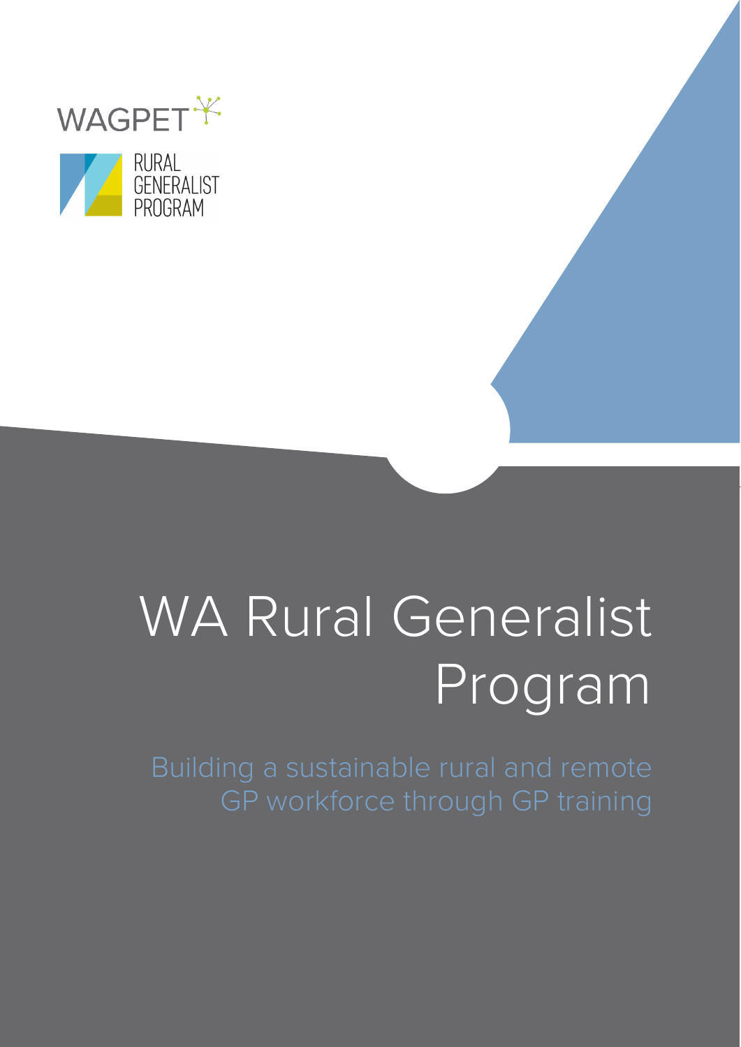WAGPET

RURAL GENERALIST PROGRAM

# WA Rural Generalist Program

Building a sustainable rural and remote GP workforce through GP training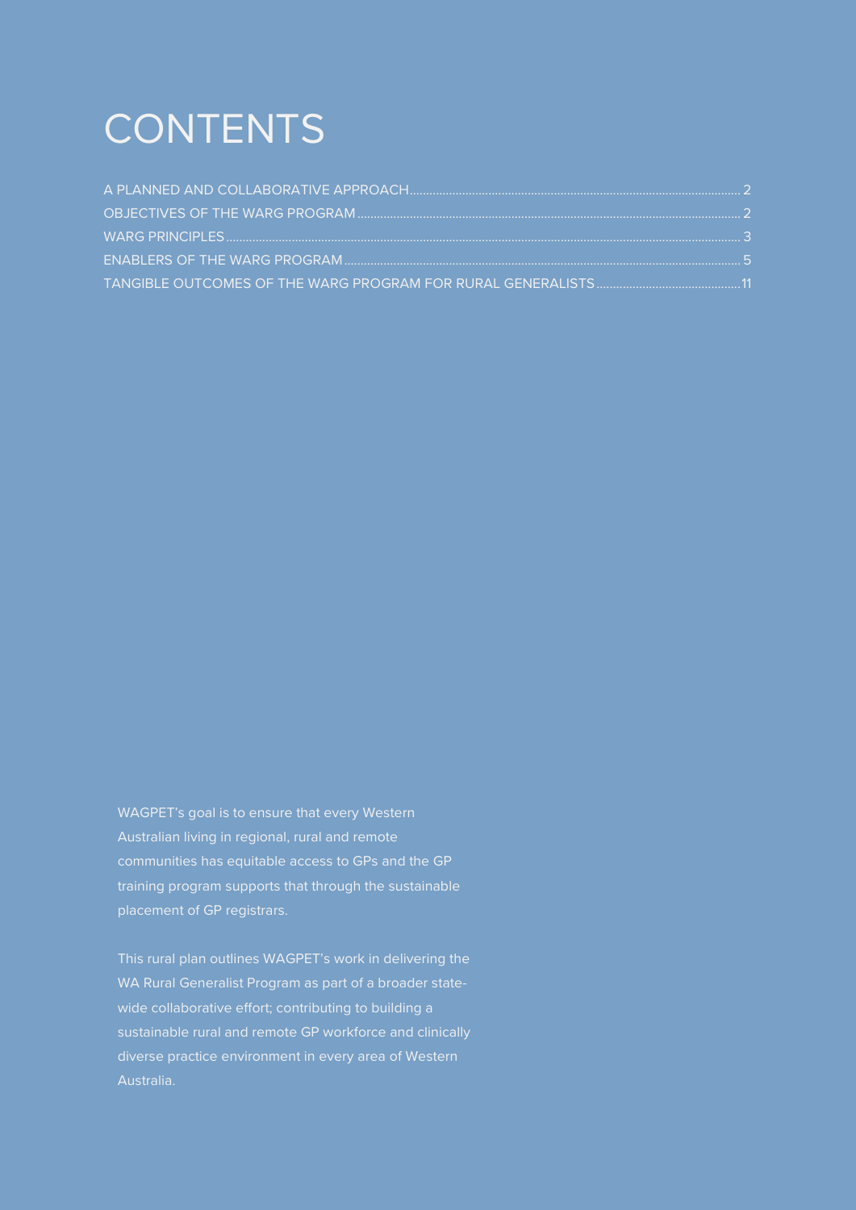# CONTENTS

A PLANNED AND COLLABORATIVE APPROACH .......... 2
OBJECTIVES OF THE WARG PROGRAM .......... 2
WARG PRINCIPLES .......... 3
ENABLERS OF THE WARG PROGRAM .......... 5
TANGIBLE OUTCOMES OF THE WARG PROGRAM FOR RURAL GENERALISTS .......... 11

WAGPET's goal is to ensure that every Western Australian living in regional, rural and remote communities has equitable access to GPs and the GP training program supports that through the sustainable placement of GP registrars.

This rural plan outlines WAGPET's work in delivering the WA Rural Generalist Program as part of a broader state-wide collaborative effort; contributing to building a sustainable rural and remote GP workforce and clinically diverse practice environment in every area of Western Australia.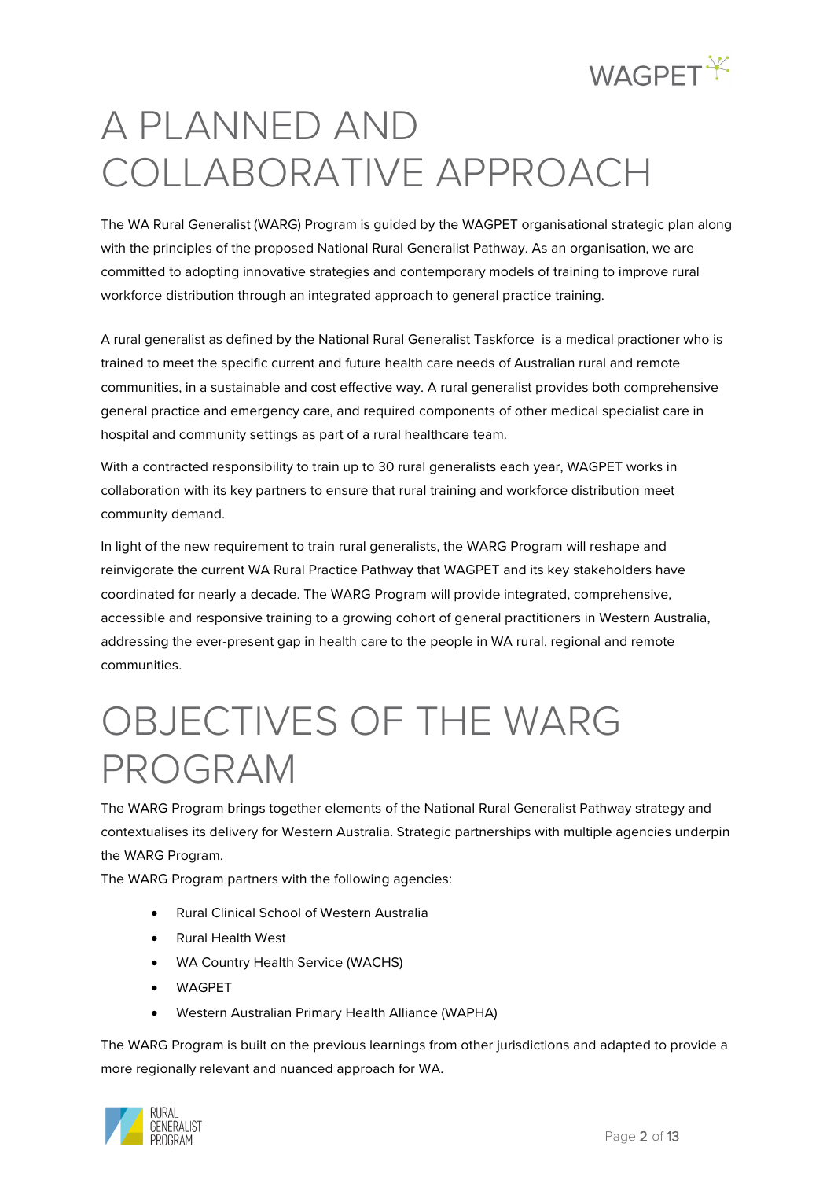# A PLANNED AND COLLABORATIVE APPROACH

The WA Rural Generalist (WARG) Program is guided by the WAGPET organisational strategic plan along with the principles of the proposed National Rural Generalist Pathway. As an organisation, we are committed to adopting innovative strategies and contemporary models of training to improve rural workforce distribution through an integrated approach to general practice training.

A rural generalist as defined by the National Rural Generalist Taskforce is a medical practioner who is trained to meet the specific current and future health care needs of Australian rural and remote communities, in a sustainable and cost effective way. A rural generalist provides both comprehensive general practice and emergency care, and required components of other medical specialist care in hospital and community settings as part of a rural healthcare team.

With a contracted responsibility to train up to 30 rural generalists each year, WAGPET works in collaboration with its key partners to ensure that rural training and workforce distribution meet community demand.

In light of the new requirement to train rural generalists, the WARG Program will reshape and reinvigorate the current WA Rural Practice Pathway that WAGPET and its key stakeholders have coordinated for nearly a decade. The WARG Program will provide integrated, comprehensive, accessible and responsive training to a growing cohort of general practitioners in Western Australia, addressing the ever-present gap in health care to the people in WA rural, regional and remote communities.

# OBJECTIVES OF THE WARG PROGRAM

The WARG Program brings together elements of the National Rural Generalist Pathway strategy and contextualises its delivery for Western Australia. Strategic partnerships with multiple agencies underpin the WARG Program.

The WARG Program partners with the following agencies:

- Rural Clinical School of Western Australia
- Rural Health West
- WA Country Health Service (WACHS)
- WAGPET
- Western Australian Primary Health Alliance (WAPHA)

The WARG Program is built on the previous learnings from other jurisdictions and adapted to provide a more regionally relevant and nuanced approach for WA.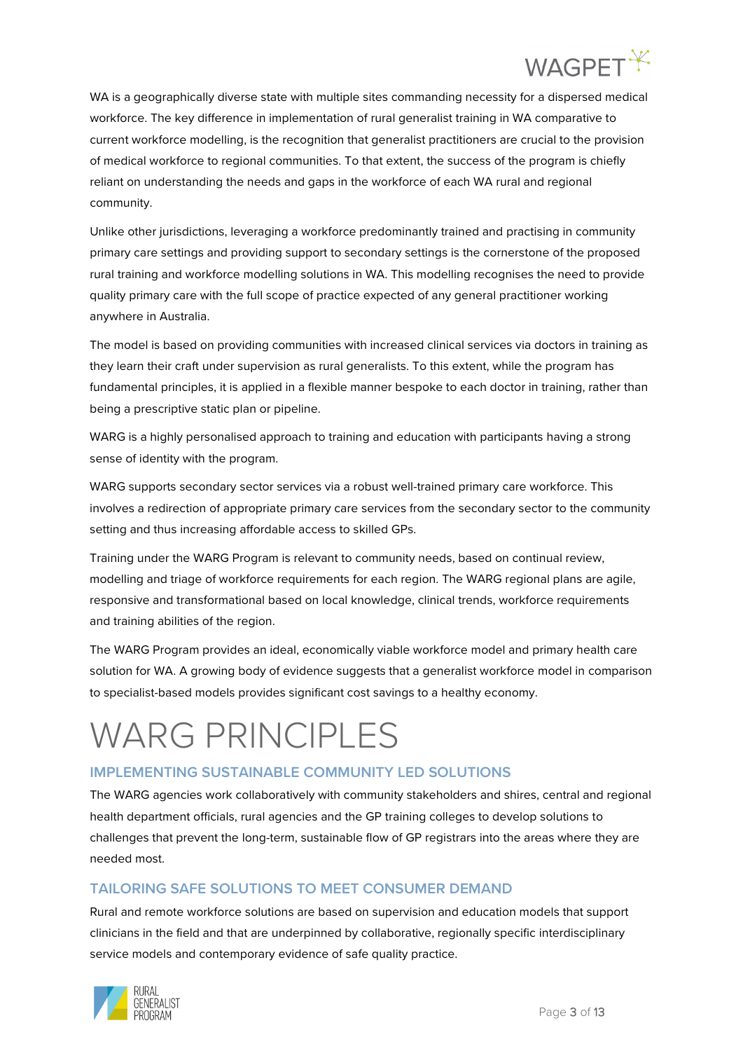WA is a geographically diverse state with multiple sites commanding necessity for a dispersed medical workforce. The key difference in implementation of rural generalist training in WA comparative to current workforce modelling, is the recognition that generalist practitioners are crucial to the provision of medical workforce to regional communities. To that extent, the success of the program is chiefly reliant on understanding the needs and gaps in the workforce of each WA rural and regional community.

Unlike other jurisdictions, leveraging a workforce predominantly trained and practising in community primary care settings and providing support to secondary settings is the cornerstone of the proposed rural training and workforce modelling solutions in WA. This modelling recognises the need to provide quality primary care with the full scope of practice expected of any general practitioner working anywhere in Australia.

The model is based on providing communities with increased clinical services via doctors in training as they learn their craft under supervision as rural generalists. To this extent, while the program has fundamental principles, it is applied in a flexible manner bespoke to each doctor in training, rather than being a prescriptive static plan or pipeline.

WARG is a highly personalised approach to training and education with participants having a strong sense of identity with the program.

WARG supports secondary sector services via a robust well-trained primary care workforce. This involves a redirection of appropriate primary care services from the secondary sector to the community setting and thus increasing affordable access to skilled GPs.

Training under the WARG Program is relevant to community needs, based on continual review, modelling and triage of workforce requirements for each region. The WARG regional plans are agile, responsive and transformational based on local knowledge, clinical trends, workforce requirements and training abilities of the region.

The WARG Program provides an ideal, economically viable workforce model and primary health care solution for WA. A growing body of evidence suggests that a generalist workforce model in comparison to specialist-based models provides significant cost savings to a healthy economy.

# WARG PRINCIPLES

## IMPLEMENTING SUSTAINABLE COMMUNITY LED SOLUTIONS

The WARG agencies work collaboratively with community stakeholders and shires, central and regional health department officials, rural agencies and the GP training colleges to develop solutions to challenges that prevent the long-term, sustainable flow of GP registrars into the areas where they are needed most.

## TAILORING SAFE SOLUTIONS TO MEET CONSUMER DEMAND

Rural and remote workforce solutions are based on supervision and education models that support clinicians in the field and that are underpinned by collaborative, regionally specific interdisciplinary service models and contemporary evidence of safe quality practice.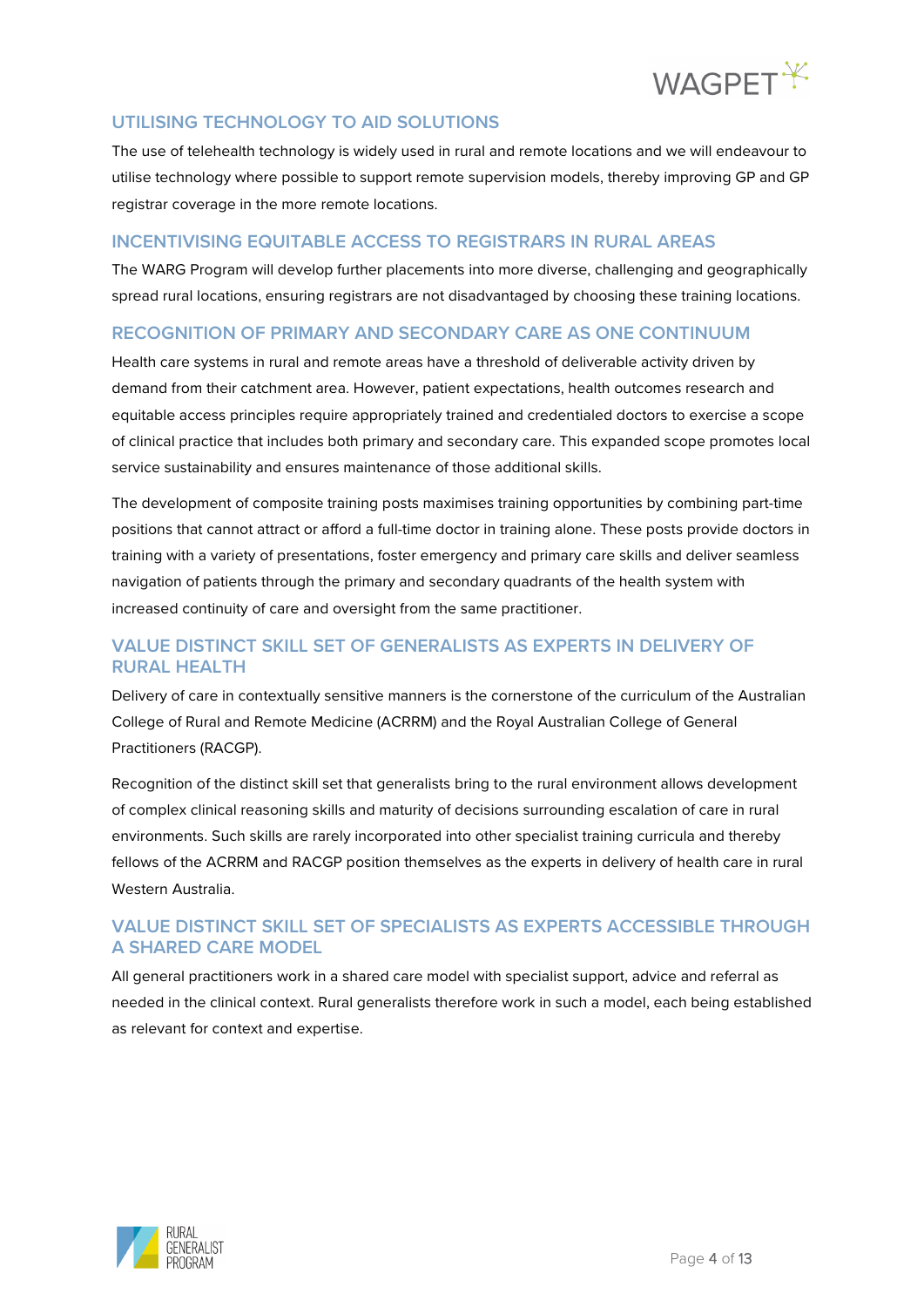## UTILISING TECHNOLOGY TO AID SOLUTIONS

The use of telehealth technology is widely used in rural and remote locations and we will endeavour to utilise technology where possible to support remote supervision models, thereby improving GP and GP registrar coverage in the more remote locations.

## INCENTIVISING EQUITABLE ACCESS TO REGISTRARS IN RURAL AREAS

The WARG Program will develop further placements into more diverse, challenging and geographically spread rural locations, ensuring registrars are not disadvantaged by choosing these training locations.

## RECOGNITION OF PRIMARY AND SECONDARY CARE AS ONE CONTINUUM

Health care systems in rural and remote areas have a threshold of deliverable activity driven by demand from their catchment area. However, patient expectations, health outcomes research and equitable access principles require appropriately trained and credentialed doctors to exercise a scope of clinical practice that includes both primary and secondary care. This expanded scope promotes local service sustainability and ensures maintenance of those additional skills.

The development of composite training posts maximises training opportunities by combining part-time positions that cannot attract or afford a full-time doctor in training alone. These posts provide doctors in training with a variety of presentations, foster emergency and primary care skills and deliver seamless navigation of patients through the primary and secondary quadrants of the health system with increased continuity of care and oversight from the same practitioner.

## VALUE DISTINCT SKILL SET OF GENERALISTS AS EXPERTS IN DELIVERY OF RURAL HEALTH

Delivery of care in contextually sensitive manners is the cornerstone of the curriculum of the Australian College of Rural and Remote Medicine (ACRRM) and the Royal Australian College of General Practitioners (RACGP).

Recognition of the distinct skill set that generalists bring to the rural environment allows development of complex clinical reasoning skills and maturity of decisions surrounding escalation of care in rural environments. Such skills are rarely incorporated into other specialist training curricula and thereby fellows of the ACRRM and RACGP position themselves as the experts in delivery of health care in rural Western Australia.

## VALUE DISTINCT SKILL SET OF SPECIALISTS AS EXPERTS ACCESSIBLE THROUGH A SHARED CARE MODEL

All general practitioners work in a shared care model with specialist support, advice and referral as needed in the clinical context. Rural generalists therefore work in such a model, each being established as relevant for context and expertise.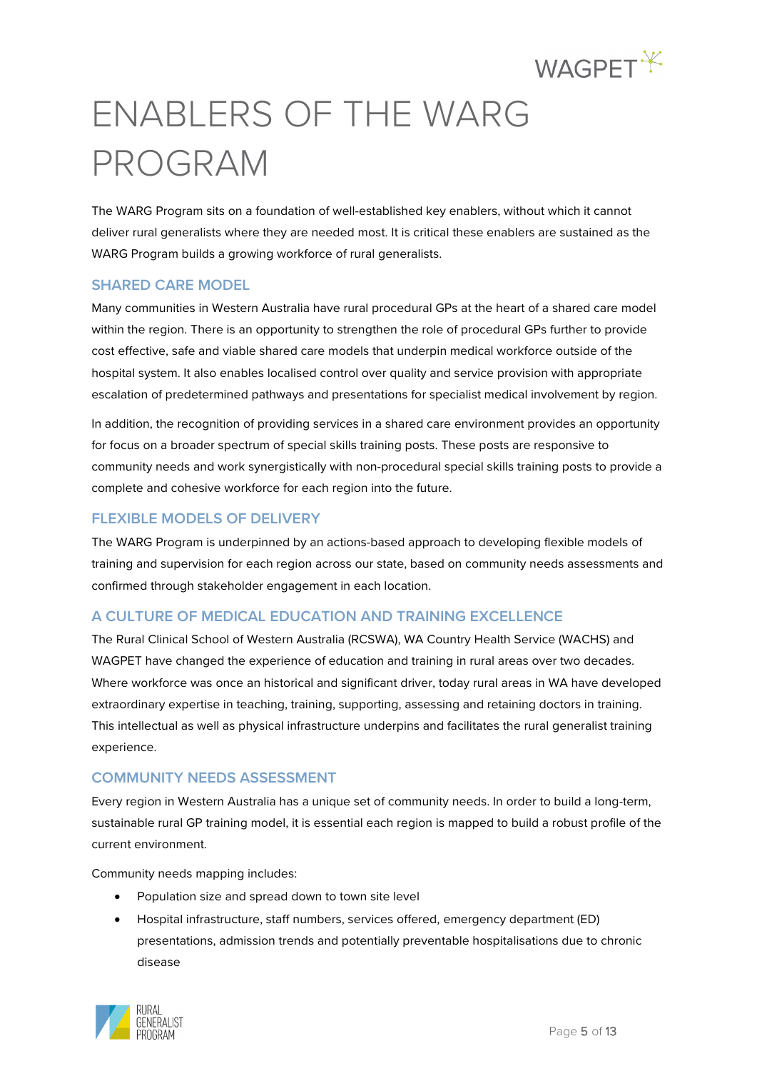# ENABLERS OF THE WARG PROGRAM

The WARG Program sits on a foundation of well-established key enablers, without which it cannot deliver rural generalists where they are needed most. It is critical these enablers are sustained as the WARG Program builds a growing workforce of rural generalists.

## SHARED CARE MODEL

Many communities in Western Australia have rural procedural GPs at the heart of a shared care model within the region. There is an opportunity to strengthen the role of procedural GPs further to provide cost effective, safe and viable shared care models that underpin medical workforce outside of the hospital system. It also enables localised control over quality and service provision with appropriate escalation of predetermined pathways and presentations for specialist medical involvement by region.

In addition, the recognition of providing services in a shared care environment provides an opportunity for focus on a broader spectrum of special skills training posts. These posts are responsive to community needs and work synergistically with non-procedural special skills training posts to provide a complete and cohesive workforce for each region into the future.

## FLEXIBLE MODELS OF DELIVERY

The WARG Program is underpinned by an actions-based approach to developing flexible models of training and supervision for each region across our state, based on community needs assessments and confirmed through stakeholder engagement in each location.

## A CULTURE OF MEDICAL EDUCATION AND TRAINING EXCELLENCE

The Rural Clinical School of Western Australia (RCSWA), WA Country Health Service (WACHS) and WAGPET have changed the experience of education and training in rural areas over two decades. Where workforce was once an historical and significant driver, today rural areas in WA have developed extraordinary expertise in teaching, training, supporting, assessing and retaining doctors in training. This intellectual as well as physical infrastructure underpins and facilitates the rural generalist training experience.

## COMMUNITY NEEDS ASSESSMENT

Every region in Western Australia has a unique set of community needs. In order to build a long-term, sustainable rural GP training model, it is essential each region is mapped to build a robust profile of the current environment.

Community needs mapping includes:

- Population size and spread down to town site level
- Hospital infrastructure, staff numbers, services offered, emergency department (ED) presentations, admission trends and potentially preventable hospitalisations due to chronic disease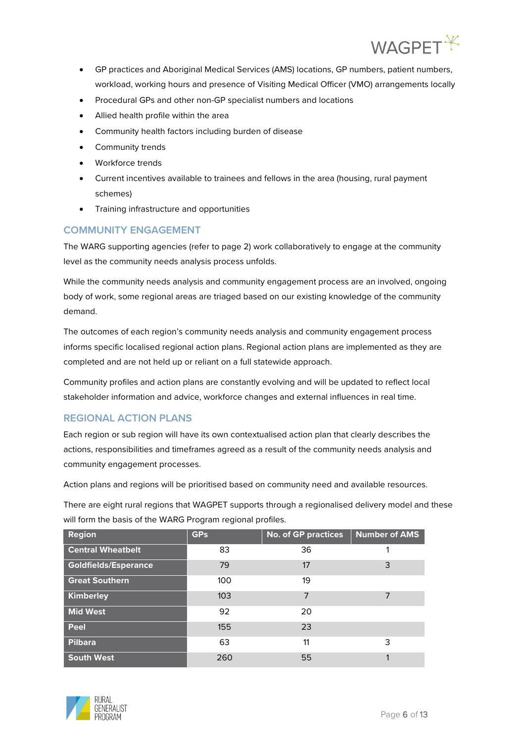- GP practices and Aboriginal Medical Services (AMS) locations, GP numbers, patient numbers, workload, working hours and presence of Visiting Medical Officer (VMO) arrangements locally
- Procedural GPs and other non-GP specialist numbers and locations
- Allied health profile within the area
- Community health factors including burden of disease
- Community trends
- Workforce trends
- Current incentives available to trainees and fellows in the area (housing, rural payment schemes)
- Training infrastructure and opportunities

## COMMUNITY ENGAGEMENT

The WARG supporting agencies (refer to page 2) work collaboratively to engage at the community level as the community needs analysis process unfolds.

While the community needs analysis and community engagement process are an involved, ongoing body of work, some regional areas are triaged based on our existing knowledge of the community demand.

The outcomes of each region's community needs analysis and community engagement process informs specific localised regional action plans. Regional action plans are implemented as they are completed and are not held up or reliant on a full statewide approach.

Community profiles and action plans are constantly evolving and will be updated to reflect local stakeholder information and advice, workforce changes and external influences in real time.

## REGIONAL ACTION PLANS

Each region or sub region will have its own contextualised action plan that clearly describes the actions, responsibilities and timeframes agreed as a result of the community needs analysis and community engagement processes.

Action plans and regions will be prioritised based on community need and available resources.

There are eight rural regions that WAGPET supports through a regionalised delivery model and these will form the basis of the WARG Program regional profiles.

| Region | GPs | No. of GP practices | Number of AMS |
|---|---|---|---|
| Central Wheatbelt | 83 | 36 | 1 |
| Goldfields/Esperance | 79 | 17 | 3 |
| Great Southern | 100 | 19 | |
| Kimberley | 103 | 7 | 7 |
| Mid West | 92 | 20 | |
| Peel | 155 | 23 | |
| Pilbara | 63 | 11 | 3 |
| South West | 260 | 55 | 1 |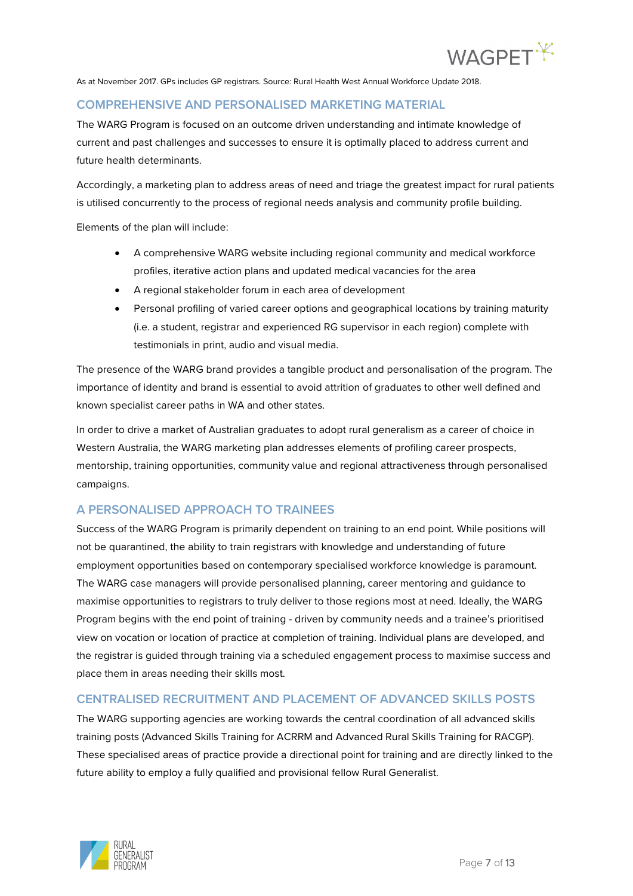As at November 2017. GPs includes GP registrars. Source: Rural Health West Annual Workforce Update 2018.

## COMPREHENSIVE AND PERSONALISED MARKETING MATERIAL

The WARG Program is focused on an outcome driven understanding and intimate knowledge of current and past challenges and successes to ensure it is optimally placed to address current and future health determinants.

Accordingly, a marketing plan to address areas of need and triage the greatest impact for rural patients is utilised concurrently to the process of regional needs analysis and community profile building.

Elements of the plan will include:

- A comprehensive WARG website including regional community and medical workforce profiles, iterative action plans and updated medical vacancies for the area
- A regional stakeholder forum in each area of development
- Personal profiling of varied career options and geographical locations by training maturity (i.e. a student, registrar and experienced RG supervisor in each region) complete with testimonials in print, audio and visual media.

The presence of the WARG brand provides a tangible product and personalisation of the program. The importance of identity and brand is essential to avoid attrition of graduates to other well defined and known specialist career paths in WA and other states.

In order to drive a market of Australian graduates to adopt rural generalism as a career of choice in Western Australia, the WARG marketing plan addresses elements of profiling career prospects, mentorship, training opportunities, community value and regional attractiveness through personalised campaigns.

## A PERSONALISED APPROACH TO TRAINEES

Success of the WARG Program is primarily dependent on training to an end point. While positions will not be quarantined, the ability to train registrars with knowledge and understanding of future employment opportunities based on contemporary specialised workforce knowledge is paramount. The WARG case managers will provide personalised planning, career mentoring and guidance to maximise opportunities to registrars to truly deliver to those regions most at need. Ideally, the WARG Program begins with the end point of training - driven by community needs and a trainee's prioritised view on vocation or location of practice at completion of training. Individual plans are developed, and the registrar is guided through training via a scheduled engagement process to maximise success and place them in areas needing their skills most.

## CENTRALISED RECRUITMENT AND PLACEMENT OF ADVANCED SKILLS POSTS

The WARG supporting agencies are working towards the central coordination of all advanced skills training posts (Advanced Skills Training for ACRRM and Advanced Rural Skills Training for RACGP). These specialised areas of practice provide a directional point for training and are directly linked to the future ability to employ a fully qualified and provisional fellow Rural Generalist.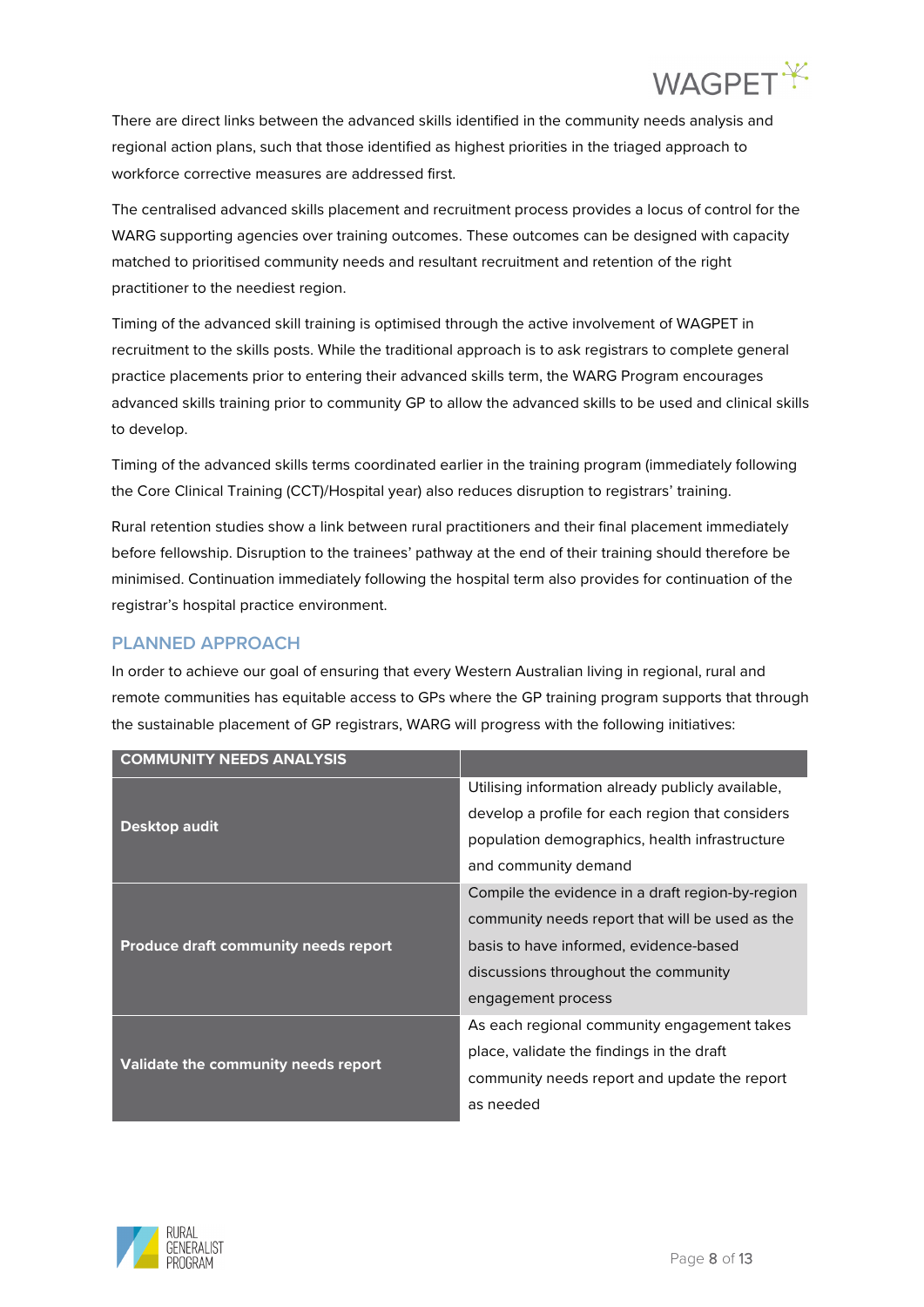There are direct links between the advanced skills identified in the community needs analysis and regional action plans, such that those identified as highest priorities in the triaged approach to workforce corrective measures are addressed first.

The centralised advanced skills placement and recruitment process provides a locus of control for the WARG supporting agencies over training outcomes. These outcomes can be designed with capacity matched to prioritised community needs and resultant recruitment and retention of the right practitioner to the neediest region.

Timing of the advanced skill training is optimised through the active involvement of WAGPET in recruitment to the skills posts. While the traditional approach is to ask registrars to complete general practice placements prior to entering their advanced skills term, the WARG Program encourages advanced skills training prior to community GP to allow the advanced skills to be used and clinical skills to develop.

Timing of the advanced skills terms coordinated earlier in the training program (immediately following the Core Clinical Training (CCT)/Hospital year) also reduces disruption to registrars' training.

Rural retention studies show a link between rural practitioners and their final placement immediately before fellowship. Disruption to the trainees' pathway at the end of their training should therefore be minimised. Continuation immediately following the hospital term also provides for continuation of the registrar's hospital practice environment.

## PLANNED APPROACH

In order to achieve our goal of ensuring that every Western Australian living in regional, rural and remote communities has equitable access to GPs where the GP training program supports that through the sustainable placement of GP registrars, WARG will progress with the following initiatives:

| COMMUNITY NEEDS ANALYSIS | |
|---|---|
| **Desktop audit** | Utilising information already publicly available, develop a profile for each region that considers population demographics, health infrastructure and community demand |
| **Produce draft community needs report** | Compile the evidence in a draft region-by-region community needs report that will be used as the basis to have informed, evidence-based discussions throughout the community engagement process |
| **Validate the community needs report** | As each regional community engagement takes place, validate the findings in the draft community needs report and update the report as needed |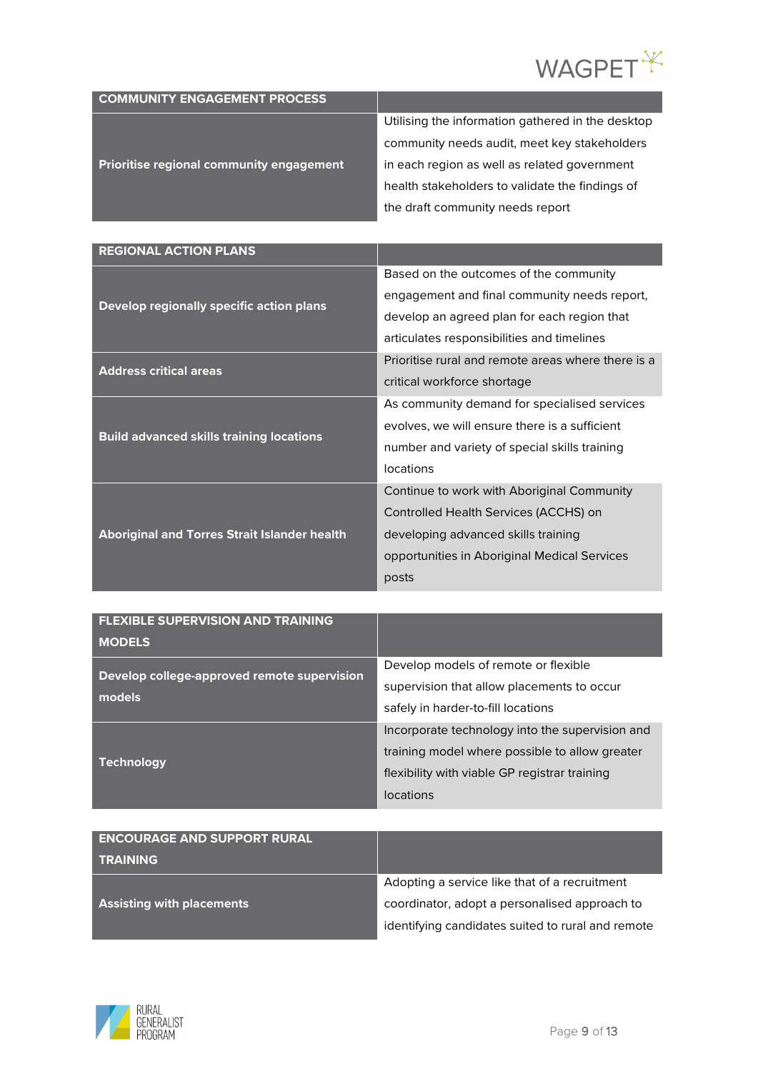| COMMUNITY ENGAGEMENT PROCESS | |
|---|---|
| **Prioritise regional community engagement** | Utilising the information gathered in the desktop community needs audit, meet key stakeholders in each region as well as related government health stakeholders to validate the findings of the draft community needs report |

| REGIONAL ACTION PLANS | |
|---|---|
| **Develop regionally specific action plans** | Based on the outcomes of the community engagement and final community needs report, develop an agreed plan for each region that articulates responsibilities and timelines |
| **Address critical areas** | Prioritise rural and remote areas where there is a critical workforce shortage |
| **Build advanced skills training locations** | As community demand for specialised services evolves, we will ensure there is a sufficient number and variety of special skills training locations |
| **Aboriginal and Torres Strait Islander health** | Continue to work with Aboriginal Community Controlled Health Services (ACCHS) on developing advanced skills training opportunities in Aboriginal Medical Services posts |

| FLEXIBLE SUPERVISION AND TRAINING MODELS | |
|---|---|
| **Develop college-approved remote supervision models** | Develop models of remote or flexible supervision that allow placements to occur safely in harder-to-fill locations |
| **Technology** | Incorporate technology into the supervision and training model where possible to allow greater flexibility with viable GP registrar training locations |

| ENCOURAGE AND SUPPORT RURAL TRAINING | |
|---|---|
| **Assisting with placements** | Adopting a service like that of a recruitment coordinator, adopt a personalised approach to identifying candidates suited to rural and remote |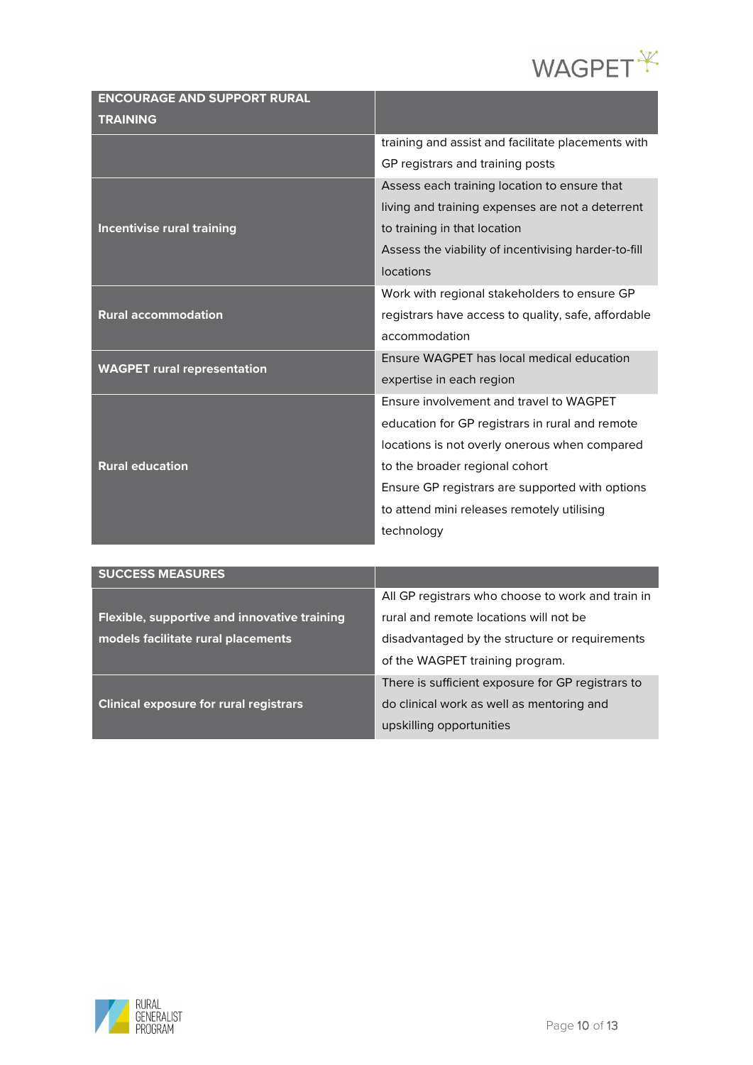| ENCOURAGE AND SUPPORT RURAL TRAINING | |
|---|---|
| | training and assist and facilitate placements with GP registrars and training posts |
| **Incentivise rural training** | Assess each training location to ensure that living and training expenses are not a deterrent to training in that location<br>Assess the viability of incentivising harder-to-fill locations |
| **Rural accommodation** | Work with regional stakeholders to ensure GP registrars have access to quality, safe, affordable accommodation |
| **WAGPET rural representation** | Ensure WAGPET has local medical education expertise in each region |
| **Rural education** | Ensure involvement and travel to WAGPET education for GP registrars in rural and remote locations is not overly onerous when compared to the broader regional cohort<br>Ensure GP registrars are supported with options to attend mini releases remotely utilising technology |

| SUCCESS MEASURES | |
|---|---|
| **Flexible, supportive and innovative training models facilitate rural placements** | All GP registrars who choose to work and train in rural and remote locations will not be disadvantaged by the structure or requirements of the WAGPET training program. |
| **Clinical exposure for rural registrars** | There is sufficient exposure for GP registrars to do clinical work as well as mentoring and upskilling opportunities |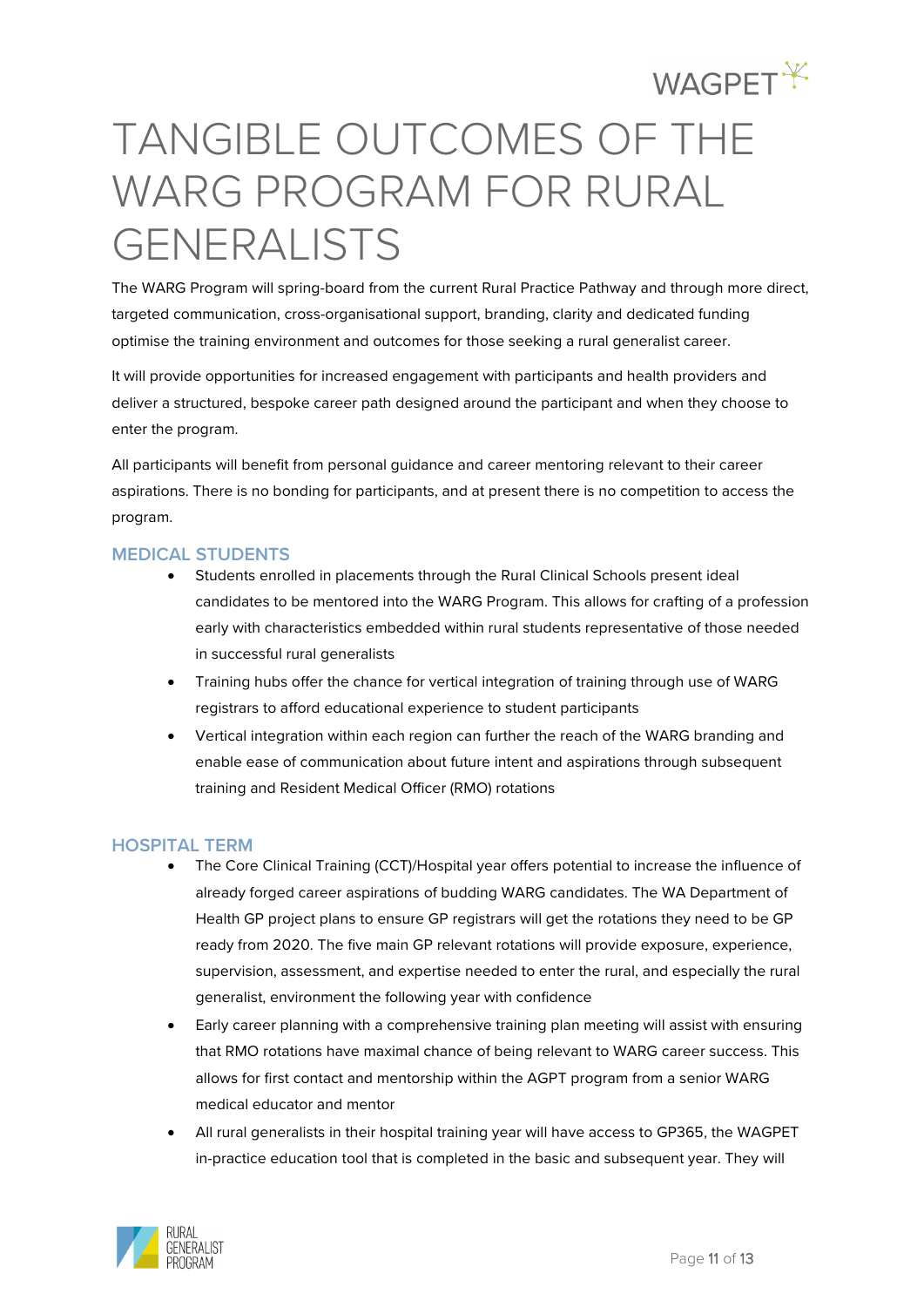# TANGIBLE OUTCOMES OF THE WARG PROGRAM FOR RURAL GENERALISTS

The WARG Program will spring-board from the current Rural Practice Pathway and through more direct, targeted communication, cross-organisational support, branding, clarity and dedicated funding optimise the training environment and outcomes for those seeking a rural generalist career.

It will provide opportunities for increased engagement with participants and health providers and deliver a structured, bespoke career path designed around the participant and when they choose to enter the program.

All participants will benefit from personal guidance and career mentoring relevant to their career aspirations. There is no bonding for participants, and at present there is no competition to access the program.

## MEDICAL STUDENTS

- Students enrolled in placements through the Rural Clinical Schools present ideal candidates to be mentored into the WARG Program. This allows for crafting of a profession early with characteristics embedded within rural students representative of those needed in successful rural generalists
- Training hubs offer the chance for vertical integration of training through use of WARG registrars to afford educational experience to student participants
- Vertical integration within each region can further the reach of the WARG branding and enable ease of communication about future intent and aspirations through subsequent training and Resident Medical Officer (RMO) rotations

## HOSPITAL TERM

- The Core Clinical Training (CCT)/Hospital year offers potential to increase the influence of already forged career aspirations of budding WARG candidates. The WA Department of Health GP project plans to ensure GP registrars will get the rotations they need to be GP ready from 2020. The five main GP relevant rotations will provide exposure, experience, supervision, assessment, and expertise needed to enter the rural, and especially the rural generalist, environment the following year with confidence
- Early career planning with a comprehensive training plan meeting will assist with ensuring that RMO rotations have maximal chance of being relevant to WARG career success. This allows for first contact and mentorship within the AGPT program from a senior WARG medical educator and mentor
- All rural generalists in their hospital training year will have access to GP365, the WAGPET in-practice education tool that is completed in the basic and subsequent year. They will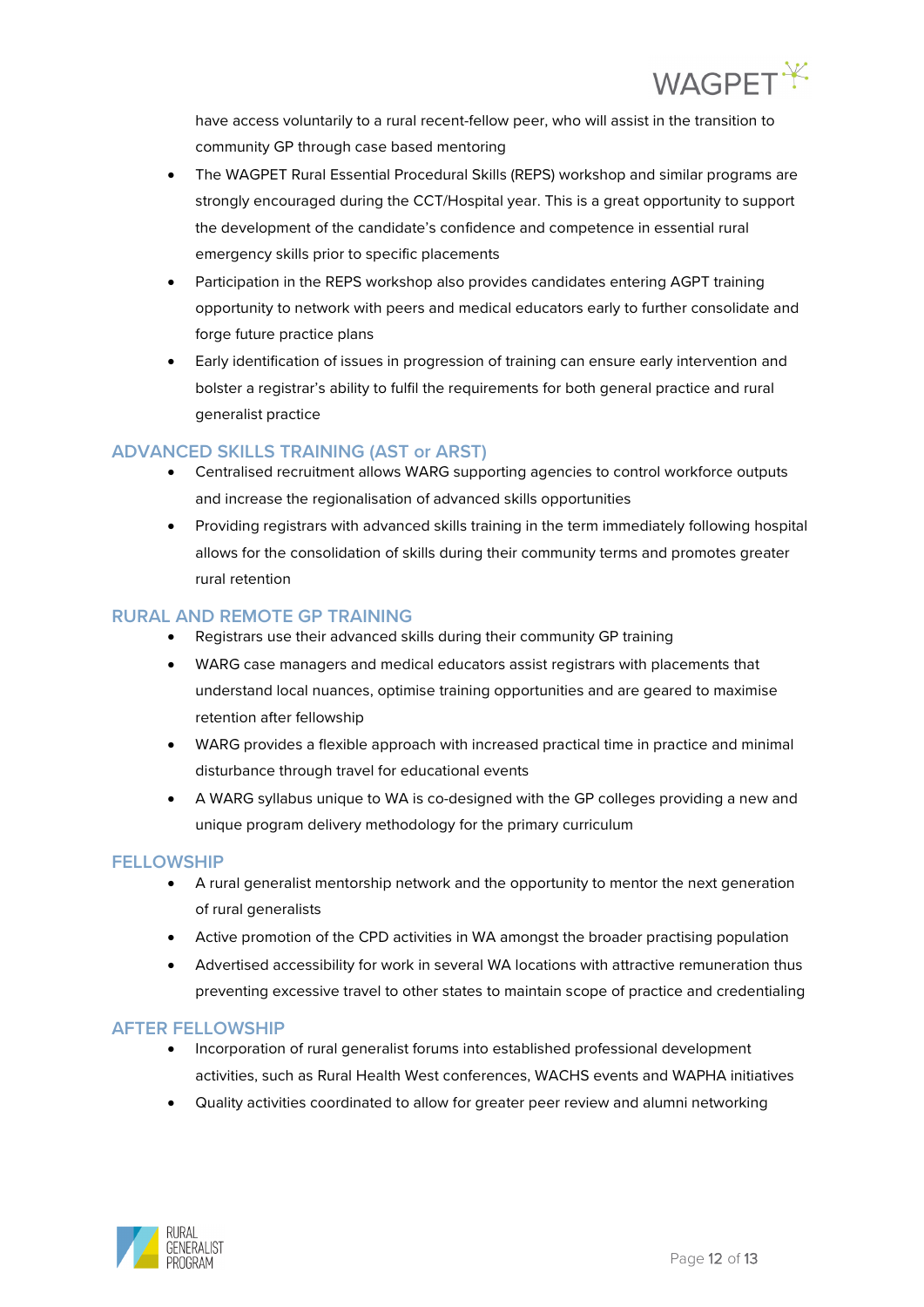have access voluntarily to a rural recent-fellow peer, who will assist in the transition to community GP through case based mentoring

- The WAGPET Rural Essential Procedural Skills (REPS) workshop and similar programs are strongly encouraged during the CCT/Hospital year. This is a great opportunity to support the development of the candidate's confidence and competence in essential rural emergency skills prior to specific placements
- Participation in the REPS workshop also provides candidates entering AGPT training opportunity to network with peers and medical educators early to further consolidate and forge future practice plans
- Early identification of issues in progression of training can ensure early intervention and bolster a registrar's ability to fulfil the requirements for both general practice and rural generalist practice

## ADVANCED SKILLS TRAINING (AST or ARST)

- Centralised recruitment allows WARG supporting agencies to control workforce outputs and increase the regionalisation of advanced skills opportunities
- Providing registrars with advanced skills training in the term immediately following hospital allows for the consolidation of skills during their community terms and promotes greater rural retention

## RURAL AND REMOTE GP TRAINING

- Registrars use their advanced skills during their community GP training
- WARG case managers and medical educators assist registrars with placements that understand local nuances, optimise training opportunities and are geared to maximise retention after fellowship
- WARG provides a flexible approach with increased practical time in practice and minimal disturbance through travel for educational events
- A WARG syllabus unique to WA is co-designed with the GP colleges providing a new and unique program delivery methodology for the primary curriculum

## FELLOWSHIP

- A rural generalist mentorship network and the opportunity to mentor the next generation of rural generalists
- Active promotion of the CPD activities in WA amongst the broader practising population
- Advertised accessibility for work in several WA locations with attractive remuneration thus preventing excessive travel to other states to maintain scope of practice and credentialing

## AFTER FELLOWSHIP

- Incorporation of rural generalist forums into established professional development activities, such as Rural Health West conferences, WACHS events and WAPHA initiatives
- Quality activities coordinated to allow for greater peer review and alumni networking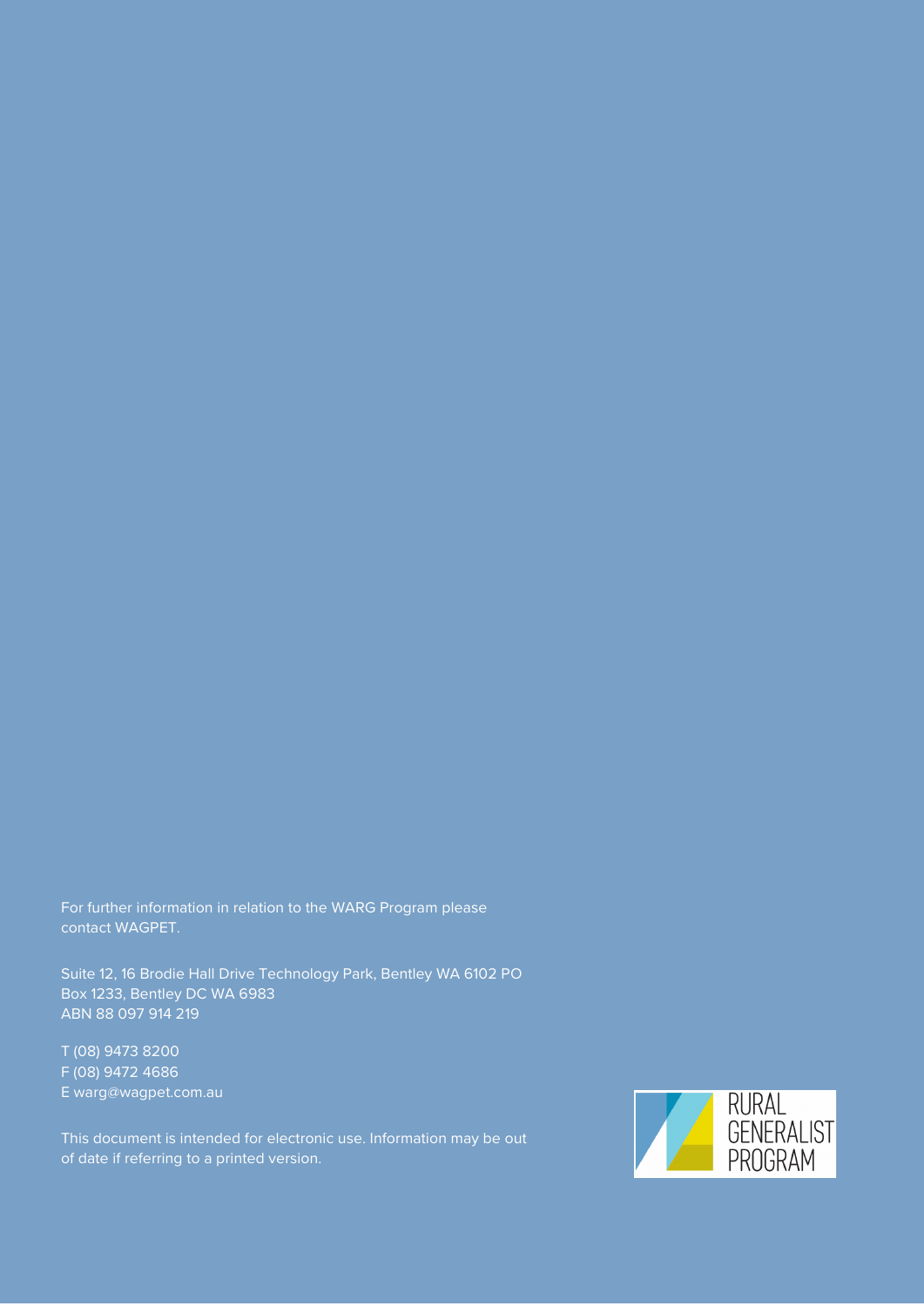For further information in relation to the WARG Program please contact WAGPET.

Suite 12, 16 Brodie Hall Drive Technology Park, Bentley WA 6102 PO Box 1233, Bentley DC WA 6983
ABN 88 097 914 219

T (08) 9473 8200
F (08) 9472 4686
E warg@wagpet.com.au

This document is intended for electronic use. Information may be out of date if referring to a printed version.

RURAL GENERALIST PROGRAM